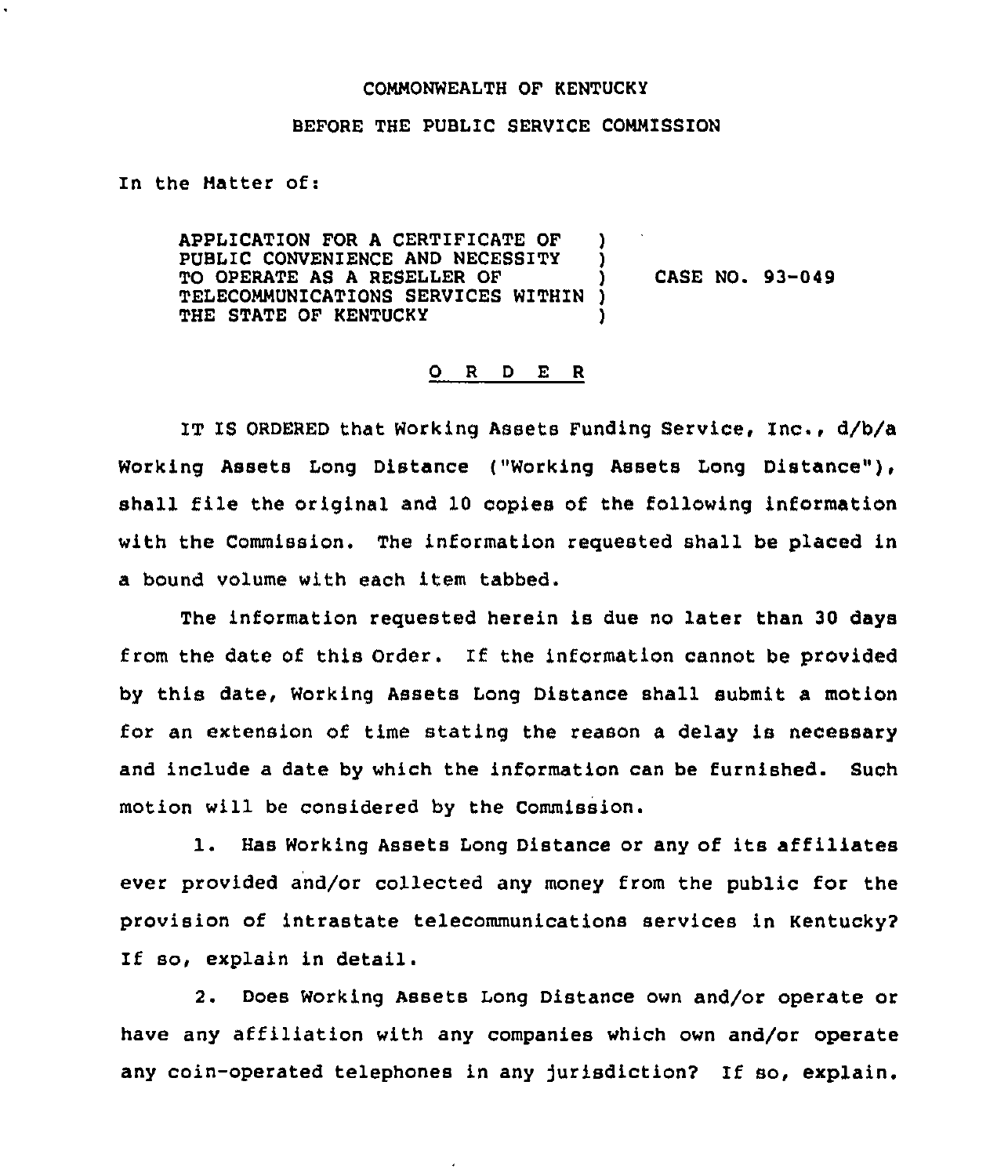COMMONWEALTH OF KENTUCKY

BEFORE THE PUBLIC SERVICE COMMISSION

In the Matter of:

| | |
|---|---|
| APPLICATION FOR A CERTIFICATE OF PUBLIC CONVENIENCE AND NECESSITY TO OPERATE AS A RESELLER OF TELECOMMUNICATIONS SERVICES WITHIN THE STATE OF KENTUCKY | CASE NO. 93-049 |

O R D E R

IT IS ORDERED that Working Assets Funding Service, Inc., d/b/a Working Assets Long Distance ("Working Assets Long Distance"), shall file the original and 10 copies of the following information with the Commission. The information requested shall be placed in a bound volume with each item tabbed.

The information requested herein is due no later than 30 days from the date of this Order. If the information cannot be provided by this date, Working Assets Long Distance shall submit a motion for an extension of time stating the reason a delay is necessary and include a date by which the information can be furnished. Such motion will be considered by the Commission.

1. Has Working Assets Long Distance or any of its affiliates ever provided and/or collected any money from the public for the provision of intrastate telecommunications services in Kentucky? If so, explain in detail.

2. Does Working Assets Long Distance own and/or operate or have any affiliation with any companies which own and/or operate any coin-operated telephones in any jurisdiction? If so, explain.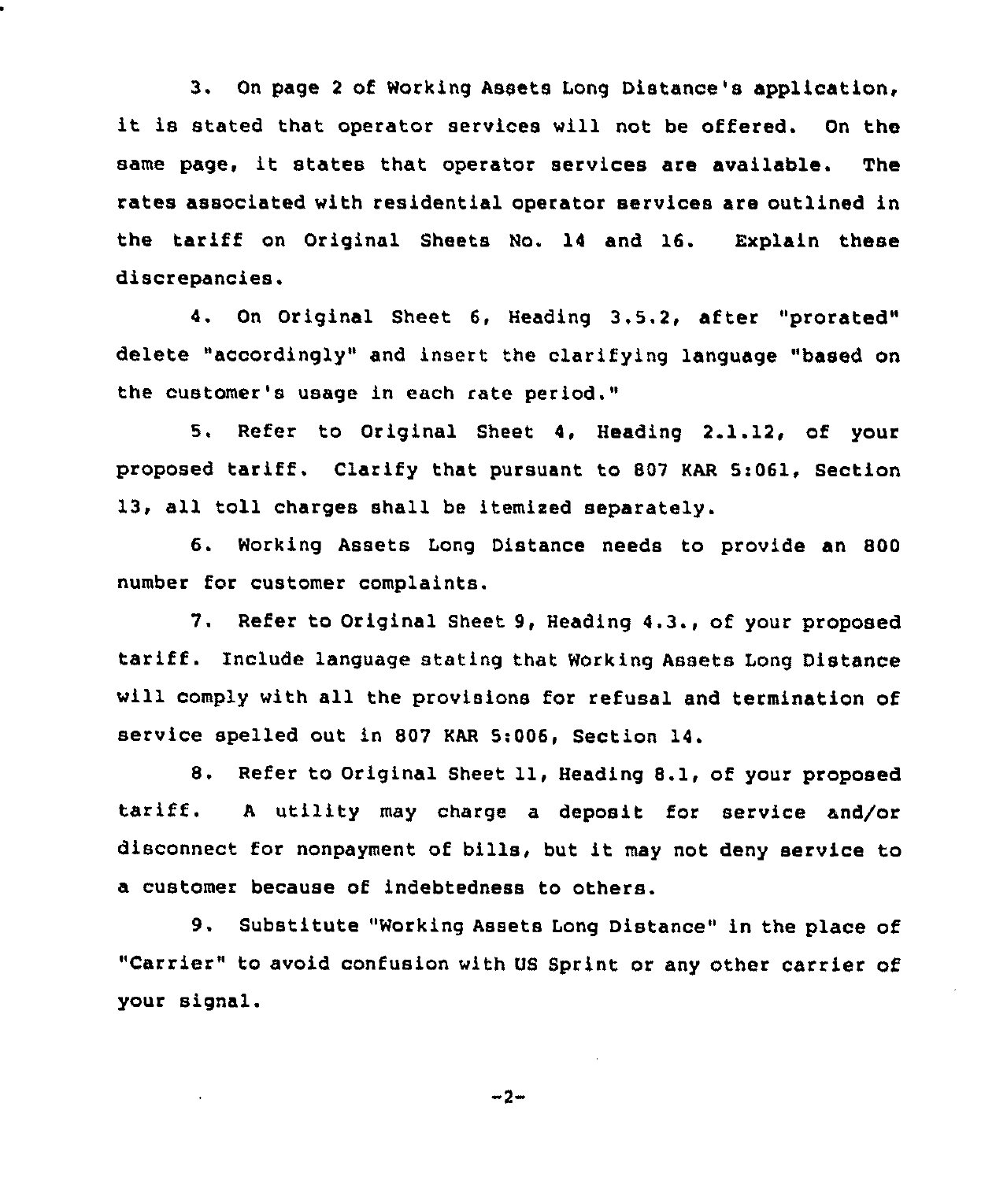3. On page 2 of Working Assets Long Distance's application, it is stated that operator services will not be offered. On the same page, it states that operator services are available. The rates associated with residential operator services are outlined in the tariff on Original Sheets No. 14 and 16. Explain these discrepancies.

4. On Original Sheet 6, Heading 3.5.2, after "prorated" delete "accordingly" and insert the clarifying language "based on the customer's usage in each rate period."

5. Refer to Original Sheet 4, Heading 2.1.12, of your proposed tariff. Clarify that pursuant to 807 KAR 5:061, Section 13, all toll charges shall be itemized separately.

6. Working Assets Long Distance needs to provide an 800 number for customer complaints.

7. Refer to Original Sheet 9, Heading 4.3., of your proposed tariff. Include language stating that Working Assets Long Distance will comply with all the provisions for refusal and termination of service spelled out in 807 KAR 5:006, Section 14.

8. Refer to Original Sheet 11, Heading 8.1, of your proposed tariff. A utility may charge a deposit for service and/or disconnect for nonpayment of bills, but it may not deny service to a customer because of indebtedness to others.

9. Substitute "Working Assets Long Distance" in the place of "Carrier" to avoid confusion with US Sprint or any other carrier of your signal.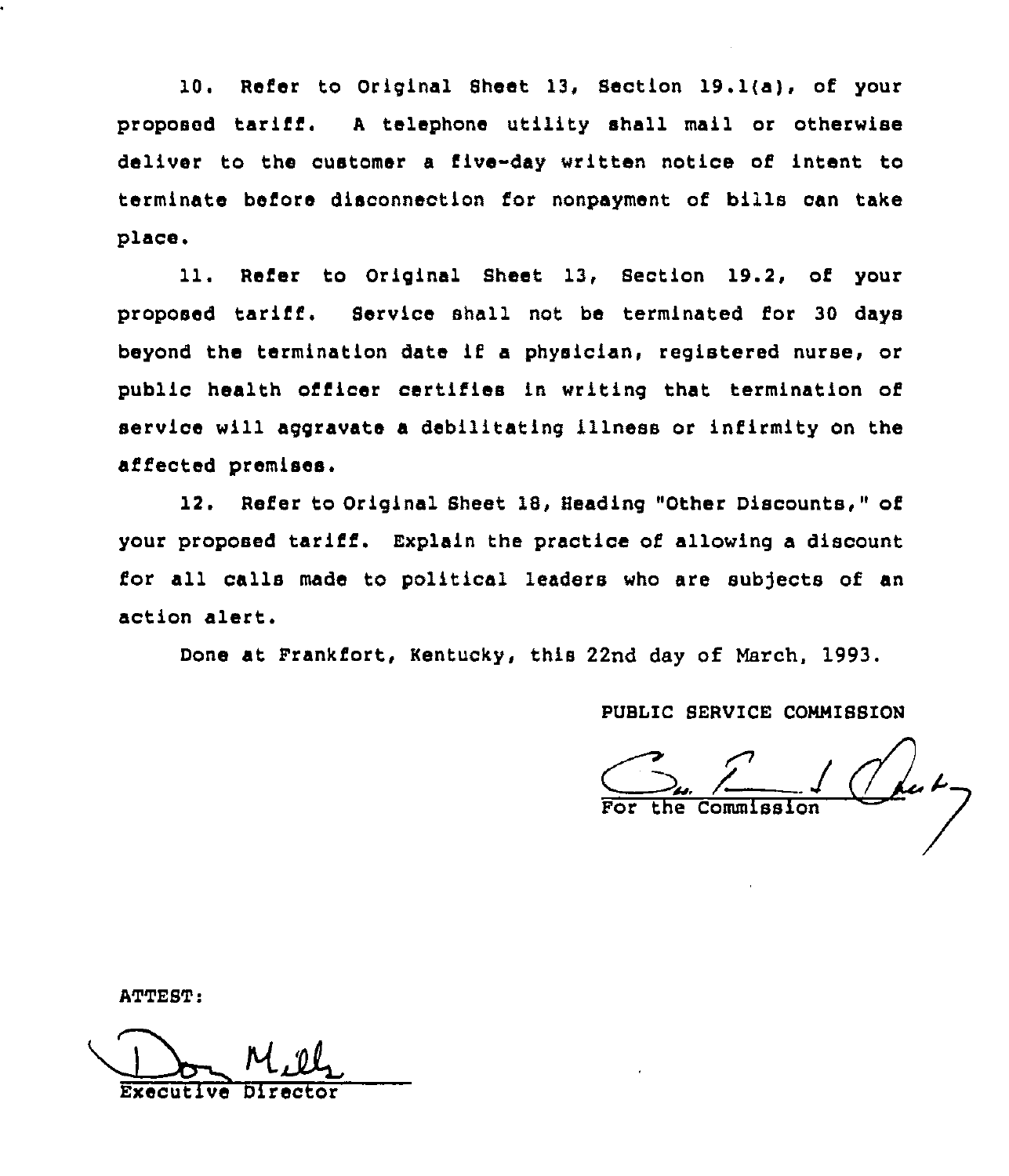10. Refer to Original Sheet 13, Section 19.1(a), of your proposed tariff. A telephone utility shall mail or otherwise deliver to the customer a five-day written notice of intent to terminate before disconnection for nonpayment of bills can take place.

11. Refer to Original Sheet 13, Section 19.2, of your proposed tariff. Service shall not be terminated for 30 days beyond the termination date if a physician, registered nurse, or public health officer certifies in writing that termination of service will aggravate a debilitating illness or infirmity on the affected premises.

12. Refer to Original Sheet 18, Heading "Other Discounts," of your proposed tariff. Explain the practice of allowing a discount for all calls made to political leaders who are subjects of an action alert.

Done at Frankfort, Kentucky, this 22nd day of March, 1993.

PUBLIC SERVICE COMMISSION

For the Commission

ATTEST:

Executive Director